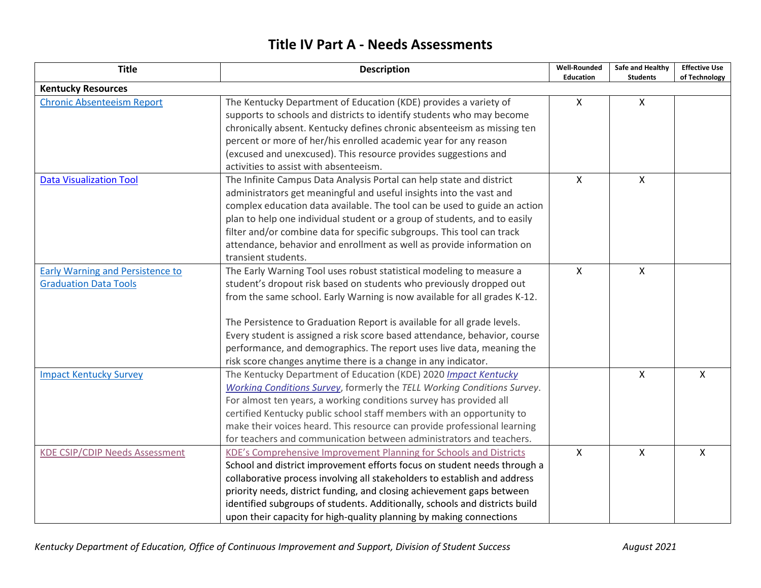# Title IV Part A - Needs Assessments

| Title | Description | Well-Rounded Education | Safe and Healthy Students | Effective Use of Technology |
|---|---|---|---|---|
| **Kentucky Resources** | | | | |
| Chronic Absenteeism Report | The Kentucky Department of Education (KDE) provides a variety of supports to schools and districts to identify students who may become chronically absent. Kentucky defines chronic absenteeism as missing ten percent or more of her/his enrolled academic year for any reason (excused and unexcused). This resource provides suggestions and activities to assist with absenteeism. | X | X | |
| Data Visualization Tool | The Infinite Campus Data Analysis Portal can help state and district administrators get meaningful and useful insights into the vast and complex education data available. The tool can be used to guide an action plan to help one individual student or a group of students, and to easily filter and/or combine data for specific subgroups. This tool can track attendance, behavior and enrollment as well as provide information on transient students. | X | X | |
| Early Warning and Persistence to Graduation Data Tools | The Early Warning Tool uses robust statistical modeling to measure a student's dropout risk based on students who previously dropped out from the same school. Early Warning is now available for all grades K-12.<br><br>The Persistence to Graduation Report is available for all grade levels. Every student is assigned a risk score based attendance, behavior, course performance, and demographics. The report uses live data, meaning the risk score changes anytime there is a change in any indicator. | X | X | |
| Impact Kentucky Survey | The Kentucky Department of Education (KDE) 2020 ***Impact Kentucky Working Conditions Survey***, formerly the *TELL Working Conditions Survey*. For almost ten years, a working conditions survey has provided all certified Kentucky public school staff members with an opportunity to make their voices heard. This resource can provide professional learning for teachers and communication between administrators and teachers. | | X | X |
| KDE CSIP/CDIP Needs Assessment | KDE's Comprehensive Improvement Planning for Schools and Districts<br>School and district improvement efforts focus on student needs through a collaborative process involving all stakeholders to establish and address priority needs, district funding, and closing achievement gaps between identified subgroups of students. Additionally, schools and districts build upon their capacity for high-quality planning by making connections | X | X | X |

*Kentucky Department of Education, Office of Continuous Improvement and Support, Division of Student Success* August 2021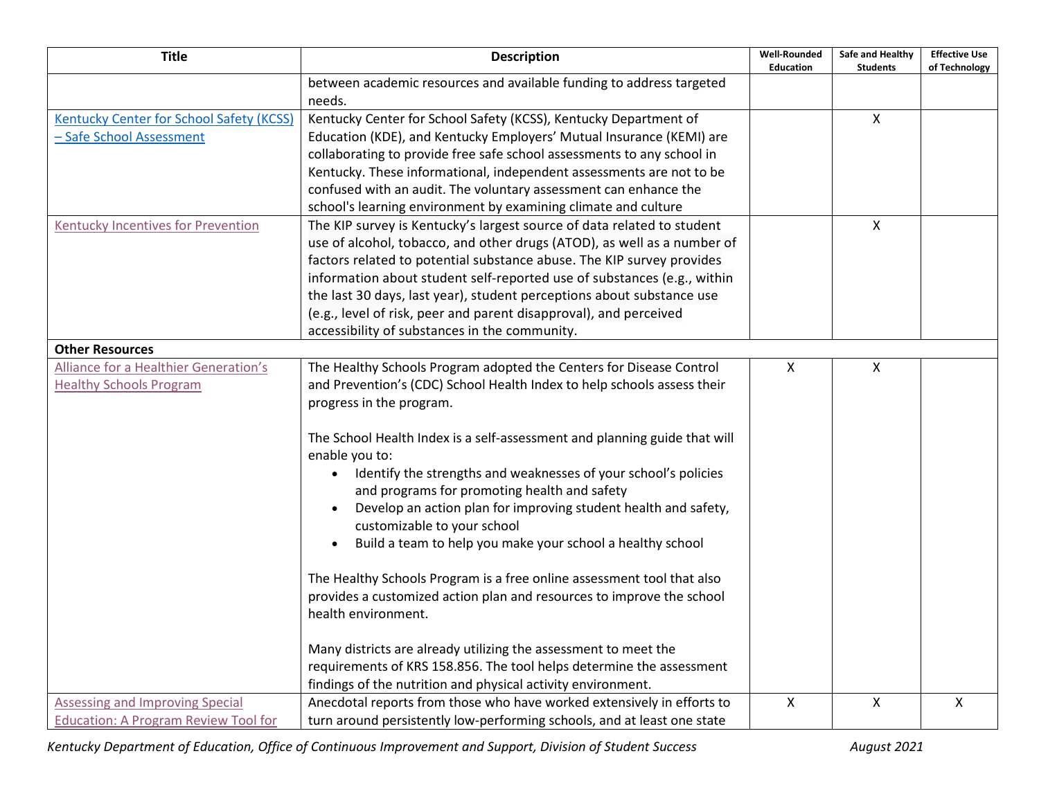| Title | Description | Well-Rounded Education | Safe and Healthy Students | Effective Use of Technology |
|---|---|---|---|---|
| | between academic resources and available funding to address targeted needs. | | | |
| Kentucky Center for School Safety (KCSS) – Safe School Assessment | Kentucky Center for School Safety (KCSS), Kentucky Department of Education (KDE), and Kentucky Employers' Mutual Insurance (KEMI) are collaborating to provide free safe school assessments to any school in Kentucky. These informational, independent assessments are not to be confused with an audit. The voluntary assessment can enhance the school's learning environment by examining climate and culture | | X | |
| Kentucky Incentives for Prevention | The KIP survey is Kentucky's largest source of data related to student use of alcohol, tobacco, and other drugs (ATOD), as well as a number of factors related to potential substance abuse. The KIP survey provides information about student self-reported use of substances (e.g., within the last 30 days, last year), student perceptions about substance use (e.g., level of risk, peer and parent disapproval), and perceived accessibility of substances in the community. | | X | |
| **Other Resources** | | | | |
| Alliance for a Healthier Generation's Healthy Schools Program | The Healthy Schools Program adopted the Centers for Disease Control and Prevention's (CDC) School Health Index to help schools assess their progress in the program.<br><br>The School Health Index is a self-assessment and planning guide that will enable you to:<br>• Identify the strengths and weaknesses of your school's policies and programs for promoting health and safety<br>• Develop an action plan for improving student health and safety, customizable to your school<br>• Build a team to help you make your school a healthy school<br><br>The Healthy Schools Program is a free online assessment tool that also provides a customized action plan and resources to improve the school health environment.<br><br>Many districts are already utilizing the assessment to meet the requirements of KRS 158.856. The tool helps determine the assessment findings of the nutrition and physical activity environment. | X | X | |
| Assessing and Improving Special Education: A Program Review Tool for | Anecdotal reports from those who have worked extensively in efforts to turn around persistently low-performing schools, and at least one state | X | X | X |

*Kentucky Department of Education, Office of Continuous Improvement and Support, Division of Student Success* *August 2021*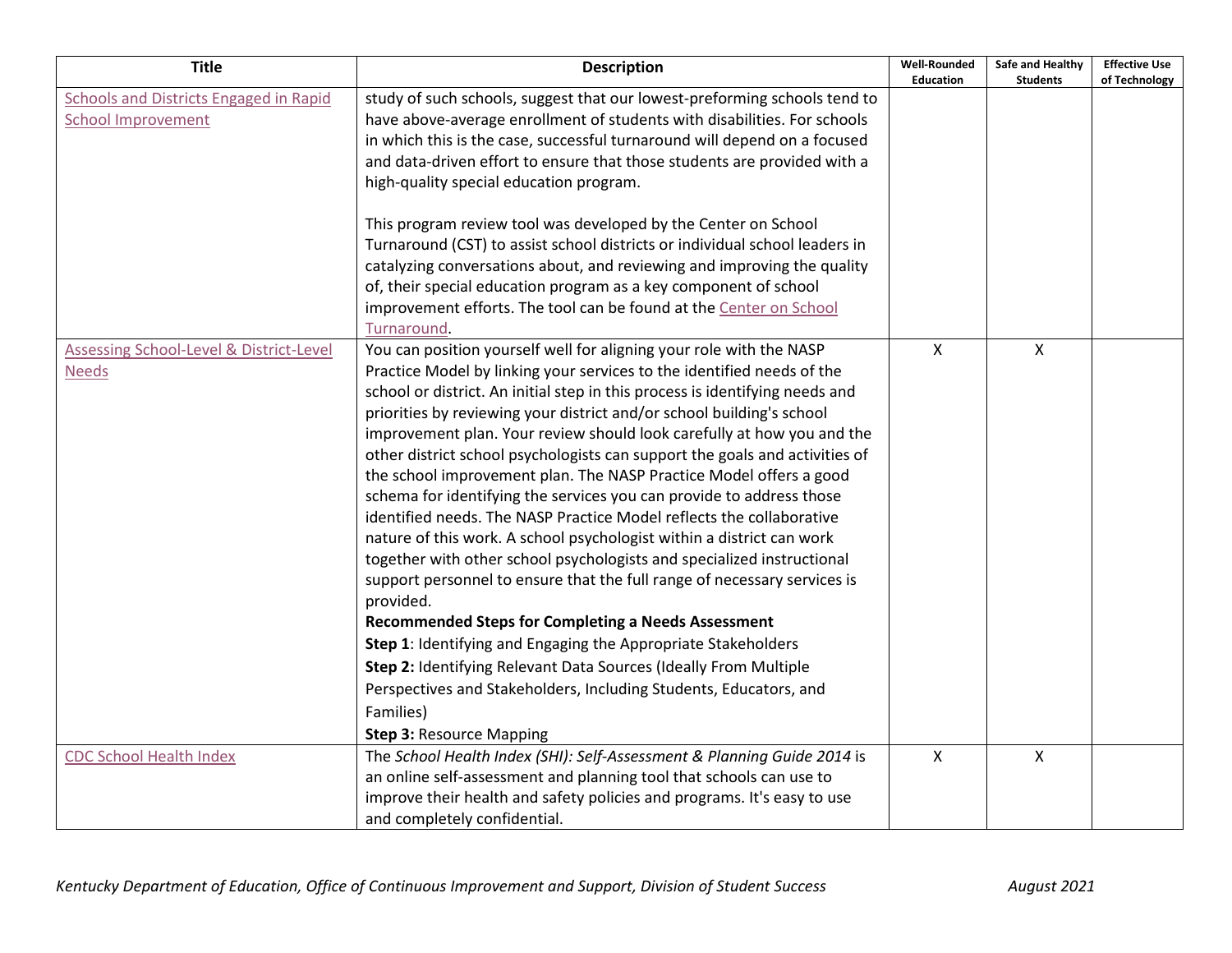| Title | Description | Well-Rounded Education | Safe and Healthy Students | Effective Use of Technology |
|---|---|---|---|---|
| Schools and Districts Engaged in Rapid School Improvement | study of such schools, suggest that our lowest-preforming schools tend to have above-average enrollment of students with disabilities. For schools in which this is the case, successful turnaround will depend on a focused and data-driven effort to ensure that those students are provided with a high-quality special education program.<br><br>This program review tool was developed by the Center on School Turnaround (CST) to assist school districts or individual school leaders in catalyzing conversations about, and reviewing and improving the quality of, their special education program as a key component of school improvement efforts. The tool can be found at the Center on School Turnaround. | | | |
| Assessing School-Level & District-Level Needs | You can position yourself well for aligning your role with the NASP Practice Model by linking your services to the identified needs of the school or district. An initial step in this process is identifying needs and priorities by reviewing your district and/or school building's school improvement plan. Your review should look carefully at how you and the other district school psychologists can support the goals and activities of the school improvement plan. The NASP Practice Model offers a good schema for identifying the services you can provide to address those identified needs. The NASP Practice Model reflects the collaborative nature of this work. A school psychologist within a district can work together with other school psychologists and specialized instructional support personnel to ensure that the full range of necessary services is provided.<br>**Recommended Steps for Completing a Needs Assessment**<br>**Step 1**: Identifying and Engaging the Appropriate Stakeholders<br>**Step 2:** Identifying Relevant Data Sources (Ideally From Multiple Perspectives and Stakeholders, Including Students, Educators, and Families)<br>**Step 3:** Resource Mapping | X | X | |
| CDC School Health Index | The *School Health Index (SHI): Self-Assessment & Planning Guide 2014* is an online self-assessment and planning tool that schools can use to improve their health and safety policies and programs. It's easy to use and completely confidential. | X | X | |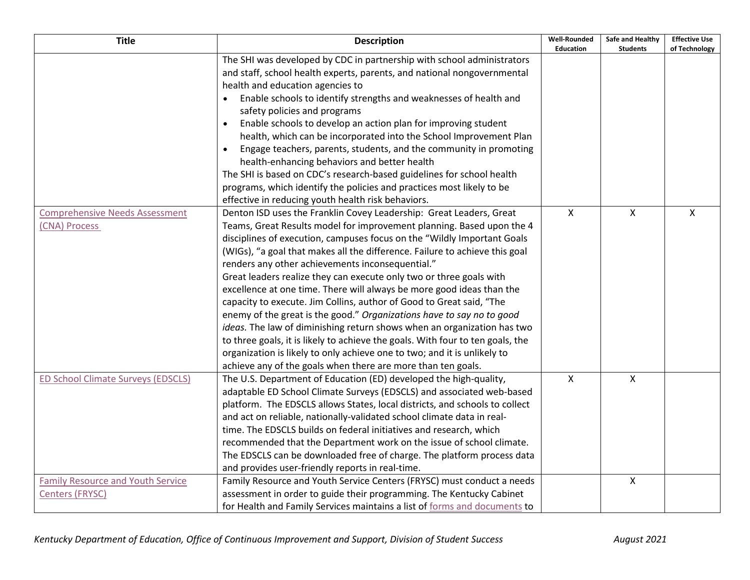| Title | Description | Well-Rounded Education | Safe and Healthy Students | Effective Use of Technology |
|---|---|---|---|---|
| | The SHI was developed by CDC in partnership with school administrators and staff, school health experts, parents, and national nongovernmental health and education agencies to<br>• Enable schools to identify strengths and weaknesses of health and safety policies and programs<br>• Enable schools to develop an action plan for improving student health, which can be incorporated into the School Improvement Plan<br>• Engage teachers, parents, students, and the community in promoting health-enhancing behaviors and better health<br>The SHI is based on CDC's research-based guidelines for school health programs, which identify the policies and practices most likely to be effective in reducing youth health risk behaviors. | | | |
| Comprehensive Needs Assessment (CNA) Process | Denton ISD uses the Franklin Covey Leadership: Great Leaders, Great Teams, Great Results model for improvement planning. Based upon the 4 disciplines of execution, campuses focus on the "Wildly Important Goals (WIGs), "a goal that makes all the difference. Failure to achieve this goal renders any other achievements inconsequential."<br>Great leaders realize they can execute only two or three goals with excellence at one time. There will always be more good ideas than the capacity to execute. Jim Collins, author of Good to Great said, "The enemy of the great is the good." *Organizations have to say no to good ideas.* The law of diminishing return shows when an organization has two to three goals, it is likely to achieve the goals. With four to ten goals, the organization is likely to only achieve one to two; and it is unlikely to achieve any of the goals when there are more than ten goals. | X | X | X |
| ED School Climate Surveys (EDSCLS) | The U.S. Department of Education (ED) developed the high-quality, adaptable ED School Climate Surveys (EDSCLS) and associated web-based platform. The EDSCLS allows States, local districts, and schools to collect and act on reliable, nationally-validated school climate data in real-time. The EDSCLS builds on federal initiatives and research, which recommended that the Department work on the issue of school climate. The EDSCLS can be downloaded free of charge. The platform process data and provides user-friendly reports in real-time. | X | X | |
| Family Resource and Youth Service Centers (FRYSC) | Family Resource and Youth Service Centers (FRYSC) must conduct a needs assessment in order to guide their programming. The Kentucky Cabinet for Health and Family Services maintains a list of forms and documents to | | X | |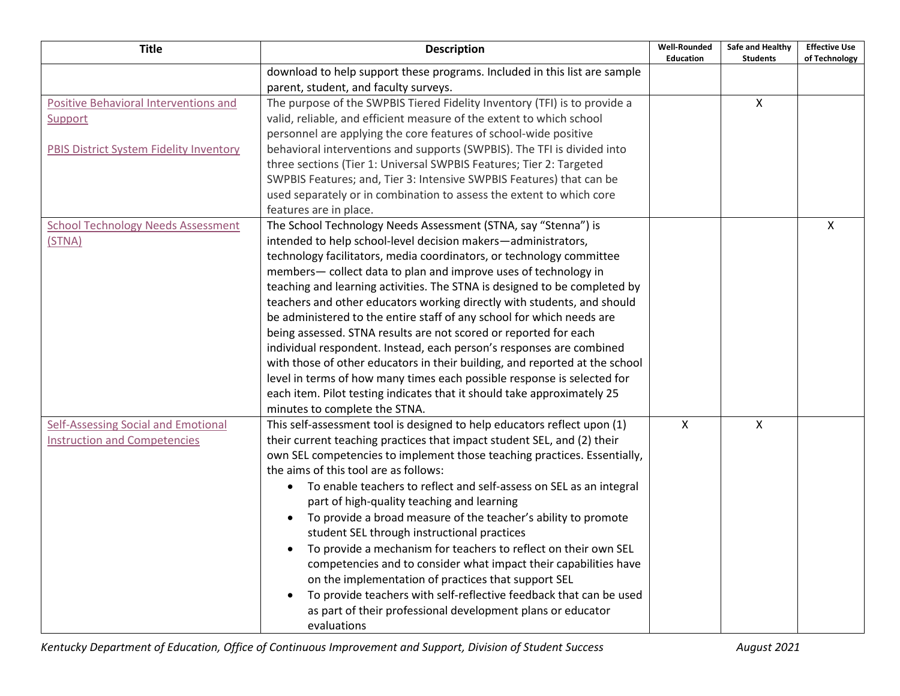| Title | Description | Well-Rounded Education | Safe and Healthy Students | Effective Use of Technology |
|---|---|---|---|---|
| | download to help support these programs. Included in this list are sample parent, student, and faculty surveys. | | | |
| Positive Behavioral Interventions and Support<br><br>PBIS District System Fidelity Inventory | The purpose of the SWPBIS Tiered Fidelity Inventory (TFI) is to provide a valid, reliable, and efficient measure of the extent to which school personnel are applying the core features of school-wide positive behavioral interventions and supports (SWPBIS). The TFI is divided into three sections (Tier 1: Universal SWPBIS Features; Tier 2: Targeted SWPBIS Features; and, Tier 3: Intensive SWPBIS Features) that can be used separately or in combination to assess the extent to which core features are in place. | | X | |
| School Technology Needs Assessment (STNA) | The School Technology Needs Assessment (STNA, say "Stenna") is intended to help school-level decision makers—administrators, technology facilitators, media coordinators, or technology committee members— collect data to plan and improve uses of technology in teaching and learning activities. The STNA is designed to be completed by teachers and other educators working directly with students, and should be administered to the entire staff of any school for which needs are being assessed. STNA results are not scored or reported for each individual respondent. Instead, each person's responses are combined with those of other educators in their building, and reported at the school level in terms of how many times each possible response is selected for each item. Pilot testing indicates that it should take approximately 25 minutes to complete the STNA. | | | X |
| Self-Assessing Social and Emotional Instruction and Competencies | This self-assessment tool is designed to help educators reflect upon (1) their current teaching practices that impact student SEL, and (2) their own SEL competencies to implement those teaching practices. Essentially, the aims of this tool are as follows:<br>• To enable teachers to reflect and self-assess on SEL as an integral part of high-quality teaching and learning<br>• To provide a broad measure of the teacher's ability to promote student SEL through instructional practices<br>• To provide a mechanism for teachers to reflect on their own SEL competencies and to consider what impact their capabilities have on the implementation of practices that support SEL<br>• To provide teachers with self-reflective feedback that can be used as part of their professional development plans or educator evaluations | X | X | |

*Kentucky Department of Education, Office of Continuous Improvement and Support, Division of Student Success* *August 2021*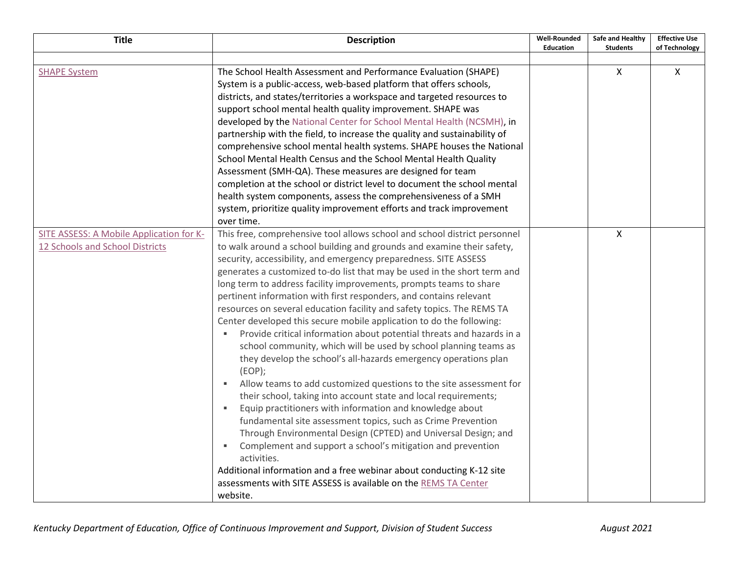| Title | Description | Well-Rounded Education | Safe and Healthy Students | Effective Use of Technology |
|---|---|---|---|---|
| | | | | |
| SHAPE System | The School Health Assessment and Performance Evaluation (SHAPE) System is a public-access, web-based platform that offers schools, districts, and states/territories a workspace and targeted resources to support school mental health quality improvement. SHAPE was developed by the National Center for School Mental Health (NCSMH), in partnership with the field, to increase the quality and sustainability of comprehensive school mental health systems. SHAPE houses the National School Mental Health Census and the School Mental Health Quality Assessment (SMH-QA). These measures are designed for team completion at the school or district level to document the school mental health system components, assess the comprehensiveness of a SMH system, prioritize quality improvement efforts and track improvement over time. | | X | X |
| SITE ASSESS: A Mobile Application for K-12 Schools and School Districts | This free, comprehensive tool allows school and school district personnel to walk around a school building and grounds and examine their safety, security, accessibility, and emergency preparedness. SITE ASSESS generates a customized to-do list that may be used in the short term and long term to address facility improvements, prompts teams to share pertinent information with first responders, and contains relevant resources on several education facility and safety topics. The REMS TA Center developed this secure mobile application to do the following:<br>▪ Provide critical information about potential threats and hazards in a school community, which will be used by school planning teams as they develop the school's all-hazards emergency operations plan (EOP);<br>▪ Allow teams to add customized questions to the site assessment for their school, taking into account state and local requirements;<br>▪ Equip practitioners with information and knowledge about fundamental site assessment topics, such as Crime Prevention Through Environmental Design (CPTED) and Universal Design; and<br>▪ Complement and support a school's mitigation and prevention activities.<br>Additional information and a free webinar about conducting K-12 site assessments with SITE ASSESS is available on the REMS TA Center website. | | X | |

*Kentucky Department of Education, Office of Continuous Improvement and Support, Division of Student Success* *August 2021*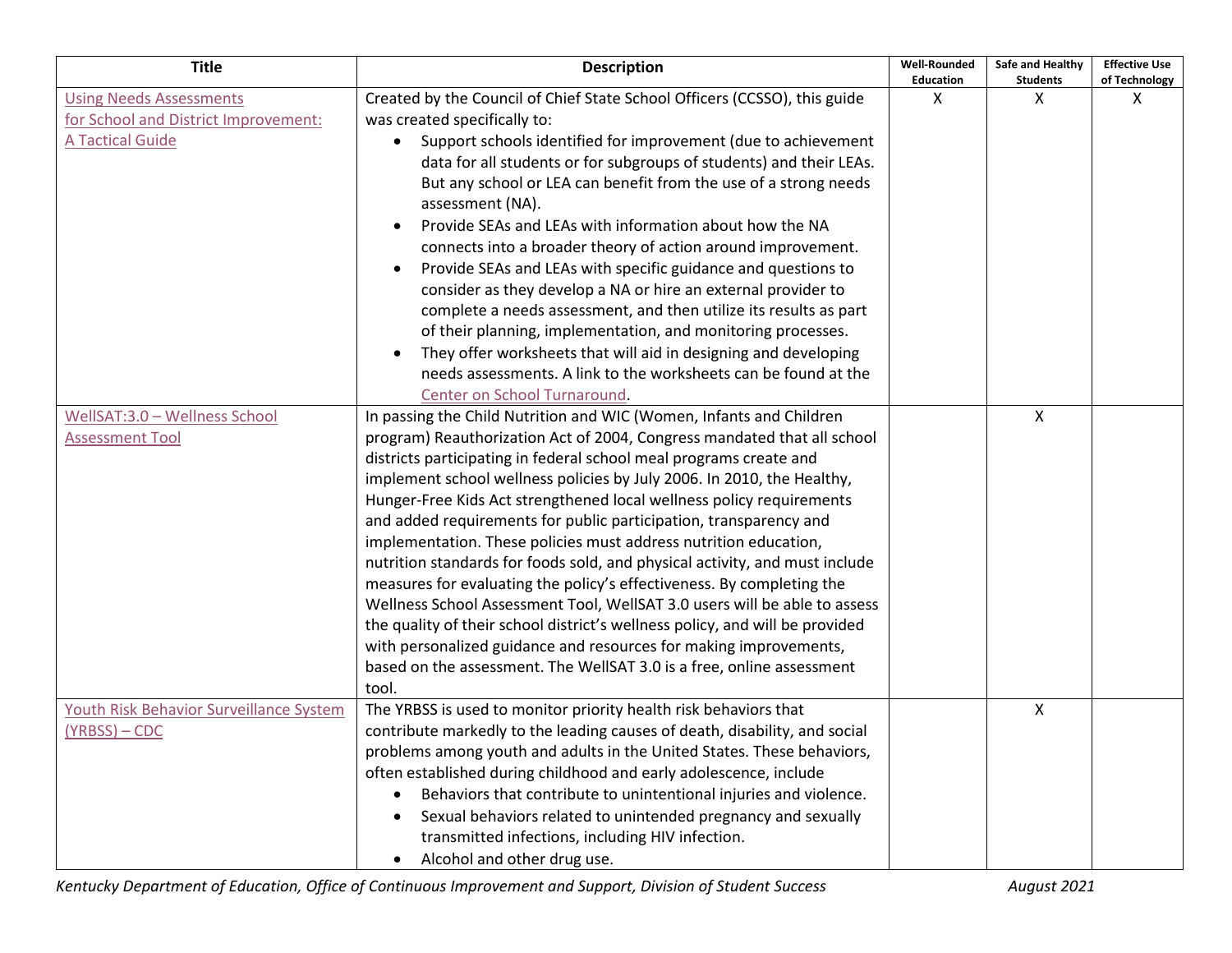| Title | Description | Well-Rounded Education | Safe and Healthy Students | Effective Use of Technology |
|---|---|---|---|---|
| Using Needs Assessments for School and District Improvement: A Tactical Guide | Created by the Council of Chief State School Officers (CCSSO), this guide was created specifically to:<br>• Support schools identified for improvement (due to achievement data for all students or for subgroups of students) and their LEAs. But any school or LEA can benefit from the use of a strong needs assessment (NA).<br>• Provide SEAs and LEAs with information about how the NA connects into a broader theory of action around improvement.<br>• Provide SEAs and LEAs with specific guidance and questions to consider as they develop a NA or hire an external provider to complete a needs assessment, and then utilize its results as part of their planning, implementation, and monitoring processes.<br>• They offer worksheets that will aid in designing and developing needs assessments. A link to the worksheets can be found at the Center on School Turnaround. | X | X | X |
| WellSAT:3.0 – Wellness School Assessment Tool | In passing the Child Nutrition and WIC (Women, Infants and Children program) Reauthorization Act of 2004, Congress mandated that all school districts participating in federal school meal programs create and implement school wellness policies by July 2006. In 2010, the Healthy, Hunger-Free Kids Act strengthened local wellness policy requirements and added requirements for public participation, transparency and implementation. These policies must address nutrition education, nutrition standards for foods sold, and physical activity, and must include measures for evaluating the policy's effectiveness. By completing the Wellness School Assessment Tool, WellSAT 3.0 users will be able to assess the quality of their school district's wellness policy, and will be provided with personalized guidance and resources for making improvements, based on the assessment. The WellSAT 3.0 is a free, online assessment tool. | | X | |
| Youth Risk Behavior Surveillance System (YRBSS) – CDC | The YRBSS is used to monitor priority health risk behaviors that contribute markedly to the leading causes of death, disability, and social problems among youth and adults in the United States. These behaviors, often established during childhood and early adolescence, include<br>• Behaviors that contribute to unintentional injuries and violence.<br>• Sexual behaviors related to unintended pregnancy and sexually transmitted infections, including HIV infection.<br>• Alcohol and other drug use. | | X | |

*Kentucky Department of Education, Office of Continuous Improvement and Support, Division of Student Success* *August 2021*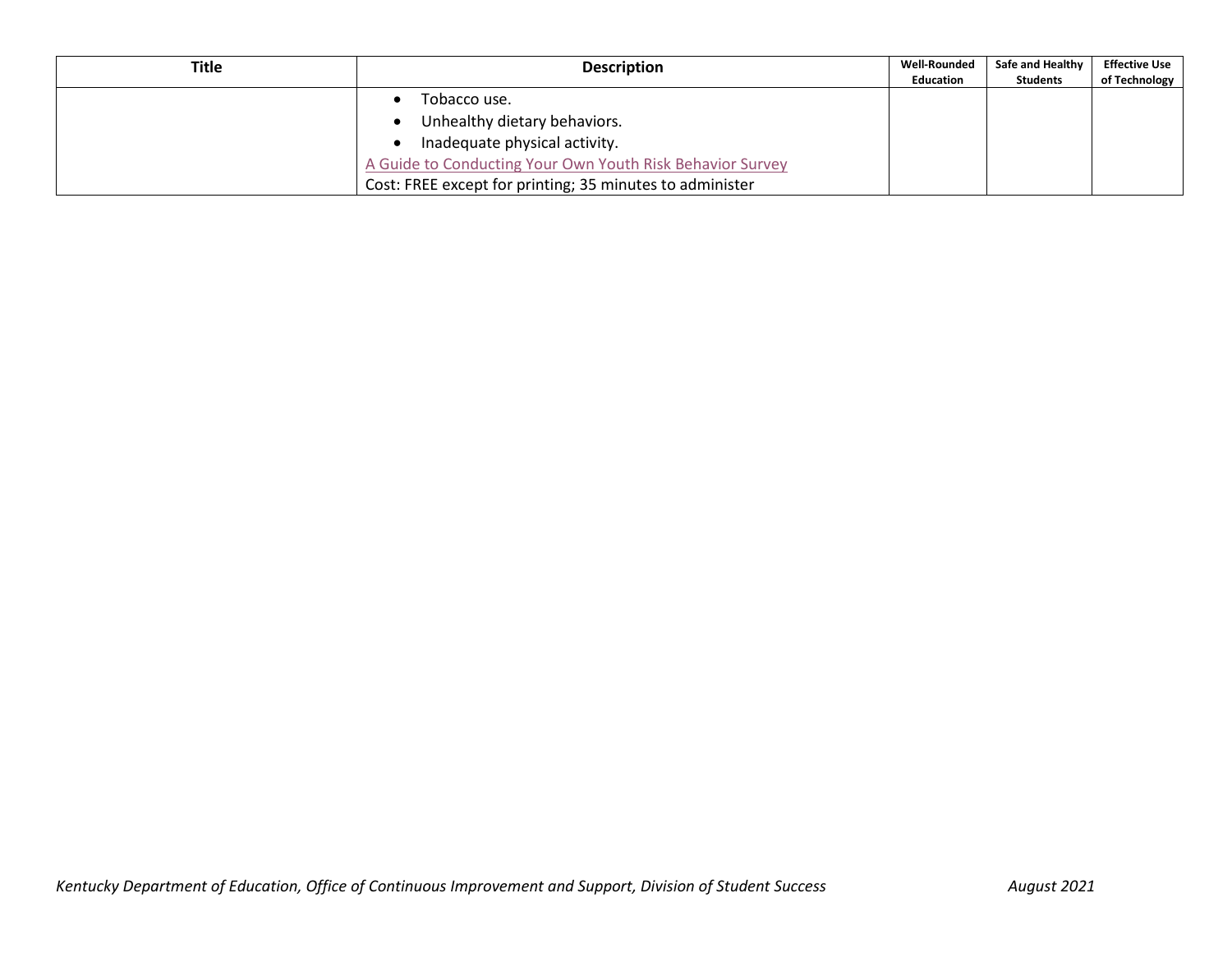| Title | Description | Well-Rounded Education | Safe and Healthy Students | Effective Use of Technology |
|---|---|---|---|---|
| | • Tobacco use.<br>• Unhealthy dietary behaviors.<br>• Inadequate physical activity.<br>A Guide to Conducting Your Own Youth Risk Behavior Survey<br>Cost: FREE except for printing; 35 minutes to administer | | | |